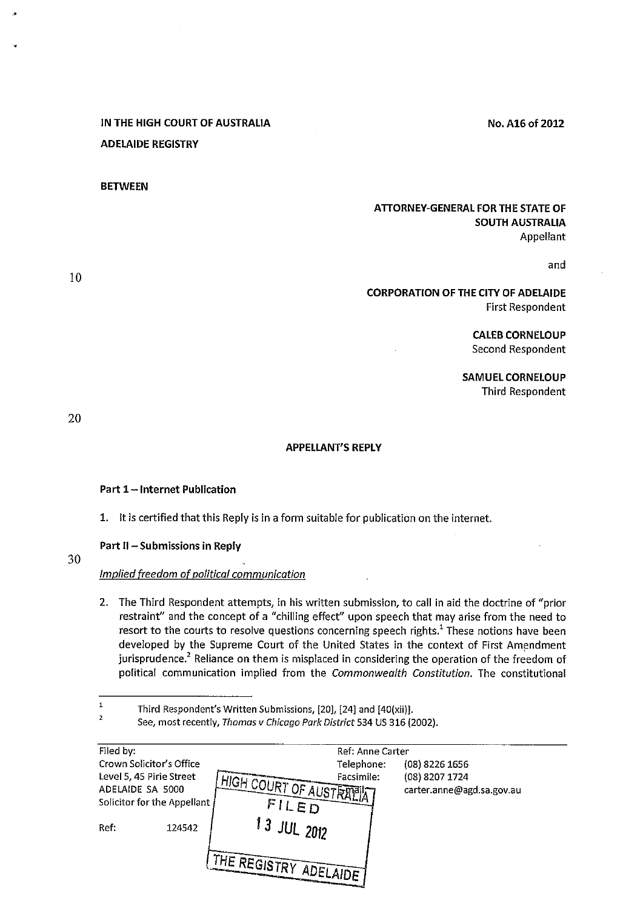IN THE HIGH COURT OF AUSTRALIA

ADELAIDE REGISTRY

No. A16 of 2012

BETWEEN

**ATTORNEY-GENERAL FOR THE STATE OF SOUTH AUSTRALIA**
Appellant

and

**CORPORATION OF THE CITY OF ADELAIDE**
First Respondent

**CALEB CORNELOUP**
Second Respondent

**SAMUEL CORNELOUP**
Third Respondent

## APPELLANT'S REPLY

### Part 1 – Internet Publication

1. It is certified that this Reply is in a form suitable for publication on the internet.

### Part II – Submissions in Reply

*Implied freedom of political communication*

2. The Third Respondent attempts, in his written submission, to call in aid the doctrine of "prior restraint" and the concept of a "chilling effect" upon speech that may arise from the need to resort to the courts to resolve questions concerning speech rights.[1] These notions have been developed by the Supreme Court of the United States in the context of First Amendment jurisprudence.[2] Reliance on them is misplaced in considering the operation of the freedom of political communication implied from the *Commonwealth Constitution*. The constitutional

---

[1] Third Respondent's Written Submissions, [20], [24] and [40(xii)].

[2] See, most recently, *Thomas v Chicago Park District* 534 US 316 (2002).

Filed by:
Crown Solicitor's Office
Level 5, 45 Pirie Street
ADELAIDE SA 5000
Solicitor for the Appellant

Ref: 124542

Ref: Anne Carter
Telephone: (08) 8226 1656
Facsimile: (08) 8207 1724
Email: carter.anne@agd.sa.gov.au

HIGH COURT OF AUSTRALIA
FILED
13 JUL 2012
THE REGISTRY ADELAIDE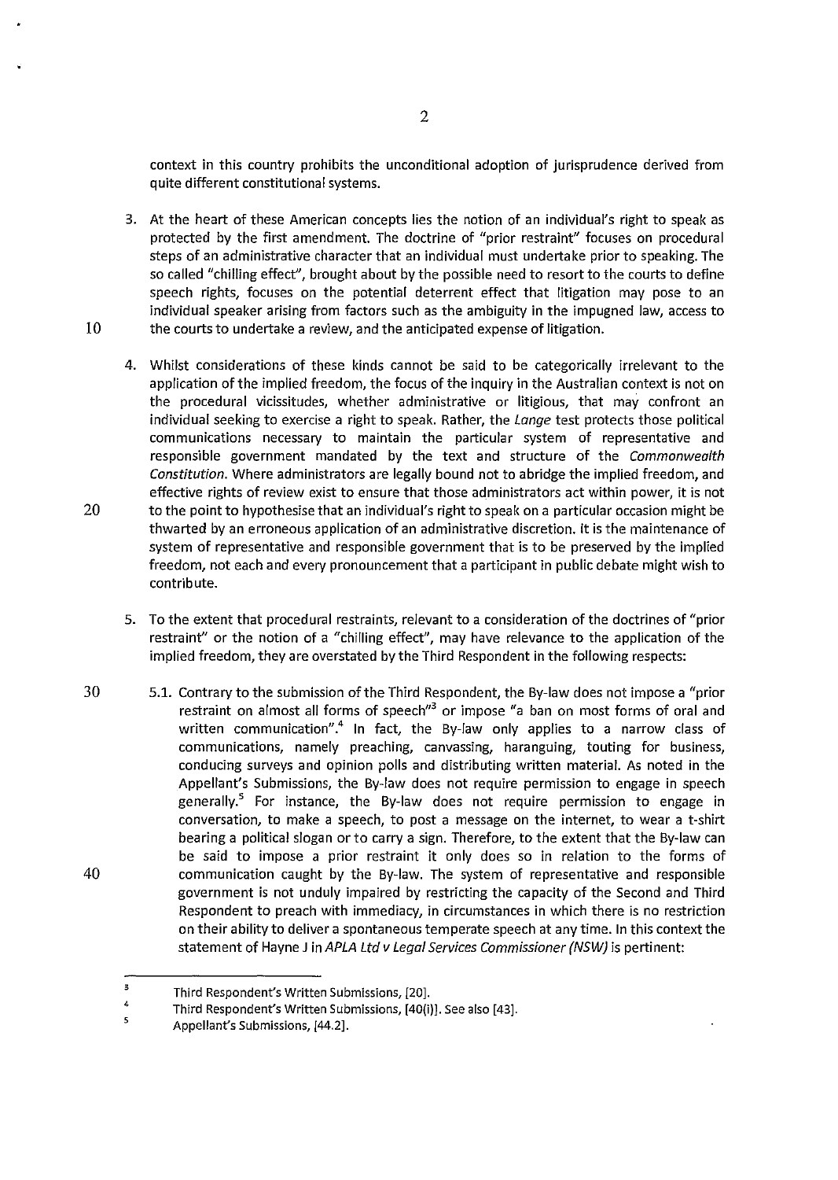context in this country prohibits the unconditional adoption of jurisprudence derived from quite different constitutional systems.

3. At the heart of these American concepts lies the notion of an individual's right to speak as protected by the first amendment. The doctrine of "prior restraint" focuses on procedural steps of an administrative character that an individual must undertake prior to speaking. The so called "chilling effect", brought about by the possible need to resort to the courts to define speech rights, focuses on the potential deterrent effect that litigation may pose to an individual speaker arising from factors such as the ambiguity in the impugned law, access to the courts to undertake a review, and the anticipated expense of litigation.

4. Whilst considerations of these kinds cannot be said to be categorically irrelevant to the application of the implied freedom, the focus of the inquiry in the Australian context is not on the procedural vicissitudes, whether administrative or litigious, that may confront an individual seeking to exercise a right to speak. Rather, the *Lange* test protects those political communications necessary to maintain the particular system of representative and responsible government mandated by the text and structure of the *Commonwealth Constitution*. Where administrators are legally bound not to abridge the implied freedom, and effective rights of review exist to ensure that those administrators act within power, it is not to the point to hypothesise that an individual's right to speak on a particular occasion might be thwarted by an erroneous application of an administrative discretion. It is the maintenance of system of representative and responsible government that is to be preserved by the implied freedom, not each and every pronouncement that a participant in public debate might wish to contribute.

5. To the extent that procedural restraints, relevant to a consideration of the doctrines of "prior restraint" or the notion of a "chilling effect", may have relevance to the application of the implied freedom, they are overstated by the Third Respondent in the following respects:

   5.1. Contrary to the submission of the Third Respondent, the By-law does not impose a "prior restraint on almost all forms of speech"[3] or impose "a ban on most forms of oral and written communication".[4] In fact, the By-law only applies to a narrow class of communications, namely preaching, canvassing, haranguing, touting for business, conducing surveys and opinion polls and distributing written material. As noted in the Appellant's Submissions, the By-law does not require permission to engage in speech generally.[5] For instance, the By-law does not require permission to engage in conversation, to make a speech, to post a message on the internet, to wear a t-shirt bearing a political slogan or to carry a sign. Therefore, to the extent that the By-law can be said to impose a prior restraint it only does so in relation to the forms of communication caught by the By-law. The system of representative and responsible government is not unduly impaired by restricting the capacity of the Second and Third Respondent to preach with immediacy, in circumstances in which there is no restriction on their ability to deliver a spontaneous temperate speech at any time. In this context the statement of Hayne J in *APLA Ltd v Legal Services Commissioner (NSW)* is pertinent:

---

[3] Third Respondent's Written Submissions, [20].

[4] Third Respondent's Written Submissions, [40(i)]. See also [43].

[5] Appellant's Submissions, [44.2].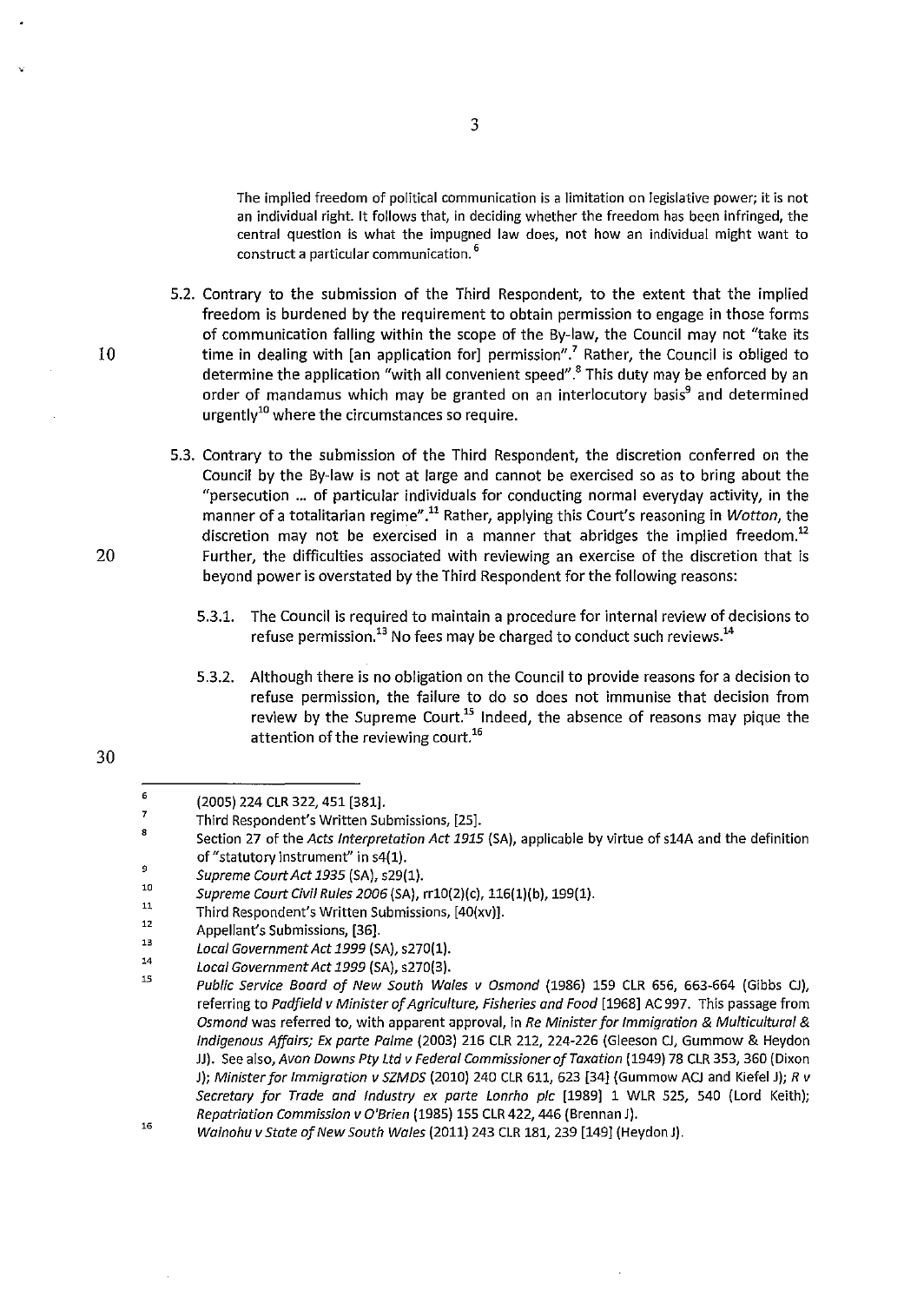> The implied freedom of political communication is a limitation on legislative power; it is not an individual right. It follows that, in deciding whether the freedom has been infringed, the central question is what the impugned law does, not how an individual might want to construct a particular communication. [6]

5.2. Contrary to the submission of the Third Respondent, to the extent that the implied freedom is burdened by the requirement to obtain permission to engage in those forms of communication falling within the scope of the By-law, the Council may not "take its time in dealing with [an application for] permission".[7] Rather, the Council is obliged to determine the application "with all convenient speed".[8] This duty may be enforced by an order of mandamus which may be granted on an interlocutory basis[9] and determined urgently[10] where the circumstances so require.

5.3. Contrary to the submission of the Third Respondent, the discretion conferred on the Council by the By-law is not at large and cannot be exercised so as to bring about the "persecution ... of particular individuals for conducting normal everyday activity, in the manner of a totalitarian regime".[11] Rather, applying this Court's reasoning in *Wotton*, the discretion may not be exercised in a manner that abridges the implied freedom.[12] Further, the difficulties associated with reviewing an exercise of the discretion that is beyond power is overstated by the Third Respondent for the following reasons:

5.3.1. The Council is required to maintain a procedure for internal review of decisions to refuse permission.[13] No fees may be charged to conduct such reviews.[14]

5.3.2. Although there is no obligation on the Council to provide reasons for a decision to refuse permission, the failure to do so does not immunise that decision from review by the Supreme Court.[15] Indeed, the absence of reasons may pique the attention of the reviewing court.[16]

---

[6] (2005) 224 CLR 322, 451 [381].

[7] Third Respondent's Written Submissions, [25].

[8] Section 27 of the *Acts Interpretation Act 1915* (SA), applicable by virtue of s14A and the definition of "statutory instrument" in s4(1).

[9] *Supreme Court Act 1935* (SA), s29(1).

[10] *Supreme Court Civil Rules 2006* (SA), rr10(2)(c), 116(1)(b), 199(1).

[11] Third Respondent's Written Submissions, [40(xv)].

[12] Appellant's Submissions, [36].

[13] *Local Government Act 1999* (SA), s270(1).

[14] *Local Government Act 1999* (SA), s270(3).

[15] *Public Service Board of New South Wales v Osmond* (1986) 159 CLR 656, 663-664 (Gibbs CJ), referring to *Padfield v Minister of Agriculture, Fisheries and Food* [1968] AC 997. This passage from *Osmond* was referred to, with apparent approval, in *Re Minister for Immigration & Multicultural & Indigenous Affairs; Ex parte Palme* (2003) 216 CLR 212, 224-226 (Gleeson CJ, Gummow & Heydon JJ). See also, *Avon Downs Pty Ltd v Federal Commissioner of Taxation* (1949) 78 CLR 353, 360 (Dixon J); *Minister for Immigration v SZMDS* (2010) 240 CLR 611, 623 [34] (Gummow ACJ and Kiefel J); *R v Secretary for Trade and Industry ex parte Lonrho plc* [1989] 1 WLR 525, 540 (Lord Keith); *Repatriation Commission v O'Brien* (1985) 155 CLR 422, 446 (Brennan J).

[16] *Wainohu v State of New South Wales* (2011) 243 CLR 181, 239 [149] (Heydon J).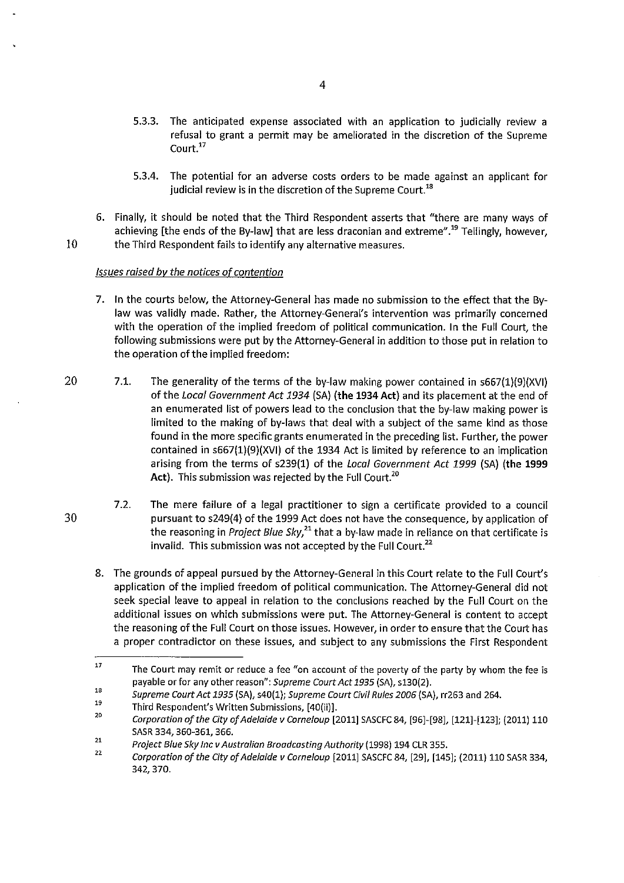5.3.3. The anticipated expense associated with an application to judicially review a refusal to grant a permit may be ameliorated in the discretion of the Supreme Court.[17]

5.3.4. The potential for an adverse costs orders to be made against an applicant for judicial review is in the discretion of the Supreme Court.[18]

6. Finally, it should be noted that the Third Respondent asserts that "there are many ways of achieving [the ends of the By-law] that are less draconian and extreme".[19] Tellingly, however, the Third Respondent fails to identify any alternative measures.

*Issues raised by the notices of contention*

7. In the courts below, the Attorney-General has made no submission to the effect that the By-law was validly made. Rather, the Attorney-General's intervention was primarily concerned with the operation of the implied freedom of political communication. In the Full Court, the following submissions were put by the Attorney-General in addition to those put in relation to the operation of the implied freedom:

7.1. The generality of the terms of the by-law making power contained in s667(1)(9)(XVI) of the *Local Government Act 1934* (SA) **(the 1934 Act)** and its placement at the end of an enumerated list of powers lead to the conclusion that the by-law making power is limited to the making of by-laws that deal with a subject of the same kind as those found in the more specific grants enumerated in the preceding list. Further, the power contained in s667(1)(9)(XVI) of the 1934 Act is limited by reference to an implication arising from the terms of s239(1) of the *Local Government Act 1999* (SA) **(the 1999 Act)**. This submission was rejected by the Full Court.[20]

7.2. The mere failure of a legal practitioner to sign a certificate provided to a council pursuant to s249(4) of the 1999 Act does not have the consequence, by application of the reasoning in *Project Blue Sky*,[21] that a by-law made in reliance on that certificate is invalid. This submission was not accepted by the Full Court.[22]

8. The grounds of appeal pursued by the Attorney-General in this Court relate to the Full Court's application of the implied freedom of political communication. The Attorney-General did not seek special leave to appeal in relation to the conclusions reached by the Full Court on the additional issues on which submissions were put. The Attorney-General is content to accept the reasoning of the Full Court on those issues. However, in order to ensure that the Court has a proper contradictor on these issues, and subject to any submissions the First Respondent

---

[17] The Court may remit or reduce a fee "on account of the poverty of the party by whom the fee is payable or for any other reason": *Supreme Court Act 1935* (SA), s130(2).

[18] *Supreme Court Act 1935* (SA), s40(1); *Supreme Court Civil Rules 2006* (SA), rr263 and 264.

[19] Third Respondent's Written Submissions, [40(ii)].

[20] *Corporation of the City of Adelaide v Corneloup* [2011] SASCFC 84, [96]-[98], [121]-[123]; (2011) 110 SASR 334, 360-361, 366.

[21] *Project Blue Sky Inc v Australian Broadcasting Authority* (1998) 194 CLR 355.

[22] *Corporation of the City of Adelaide v Corneloup* [2011] SASCFC 84, [29], [145]; (2011) 110 SASR 334, 342, 370.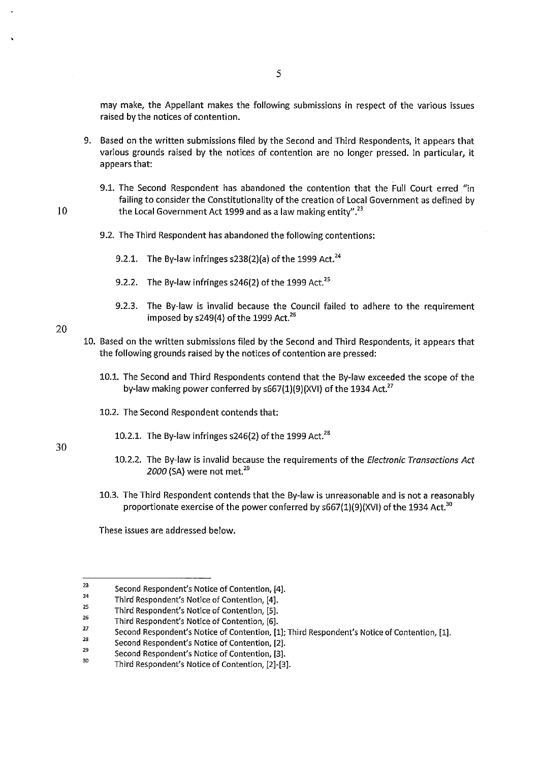may make, the Appellant makes the following submissions in respect of the various issues raised by the notices of contention.

9. Based on the written submissions filed by the Second and Third Respondents, it appears that various grounds raised by the notices of contention are no longer pressed. In particular, it appears that:

   9.1. The Second Respondent has abandoned the contention that the Full Court erred "in failing to consider the Constitutionality of the creation of Local Government as defined by the Local Government Act 1999 and as a law making entity".[23]

   9.2. The Third Respondent has abandoned the following contentions:

      9.2.1. The By-law infringes s238(2)(a) of the 1999 Act.[24]

      9.2.2. The By-law infringes s246(2) of the 1999 Act.[25]

      9.2.3. The By-law is invalid because the Council failed to adhere to the requirement imposed by s249(4) of the 1999 Act.[26]

10. Based on the written submissions filed by the Second and Third Respondents, it appears that the following grounds raised by the notices of contention are pressed:

    10.1. The Second and Third Respondents contend that the By-law exceeded the scope of the by-law making power conferred by s667(1)(9)(XVI) of the 1934 Act.[27]

    10.2. The Second Respondent contends that:

       10.2.1. The By-law infringes s246(2) of the 1999 Act.[28]

       10.2.2. The By-law is invalid because the requirements of the *Electronic Transactions Act 2000* (SA) were not met.[29]

    10.3. The Third Respondent contends that the By-law is unreasonable and is not a reasonably proportionate exercise of the power conferred by s667(1)(9)(XVI) of the 1934 Act.[30]

These issues are addressed below.

---

[23] Second Respondent's Notice of Contention, [4].

[24] Third Respondent's Notice of Contention, [4].

[25] Third Respondent's Notice of Contention, [5].

[26] Third Respondent's Notice of Contention, [6].

[27] Second Respondent's Notice of Contention, [1]; Third Respondent's Notice of Contention, [1].

[28] Second Respondent's Notice of Contention, [2].

[29] Second Respondent's Notice of Contention, [3].

[30] Third Respondent's Notice of Contention, [2]-[3].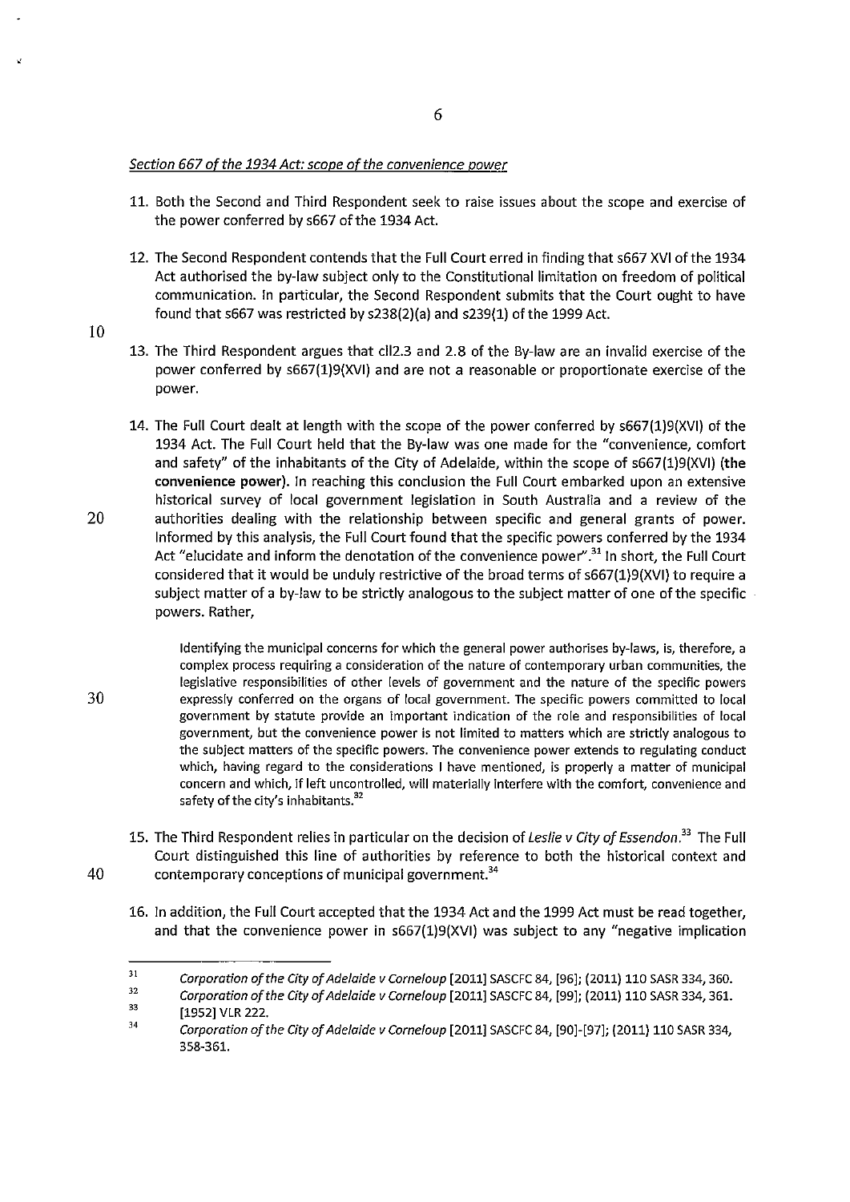*Section 667 of the 1934 Act: scope of the convenience power*

11. Both the Second and Third Respondent seek to raise issues about the scope and exercise of the power conferred by s667 of the 1934 Act.

12. The Second Respondent contends that the Full Court erred in finding that s667 XVI of the 1934 Act authorised the by-law subject only to the Constitutional limitation on freedom of political communication. In particular, the Second Respondent submits that the Court ought to have found that s667 was restricted by s238(2)(a) and s239(1) of the 1999 Act.

13. The Third Respondent argues that cll2.3 and 2.8 of the By-law are an invalid exercise of the power conferred by s667(1)9(XVI) and are not a reasonable or proportionate exercise of the power.

14. The Full Court dealt at length with the scope of the power conferred by s667(1)9(XVI) of the 1934 Act. The Full Court held that the By-law was one made for the "convenience, comfort and safety" of the inhabitants of the City of Adelaide, within the scope of s667(1)9(XVI) (**the convenience power**). In reaching this conclusion the Full Court embarked upon an extensive historical survey of local government legislation in South Australia and a review of the authorities dealing with the relationship between specific and general grants of power. Informed by this analysis, the Full Court found that the specific powers conferred by the 1934 Act "elucidate and inform the denotation of the convenience power".[31] In short, the Full Court considered that it would be unduly restrictive of the broad terms of s667(1)9(XVI) to require a subject matter of a by-law to be strictly analogous to the subject matter of one of the specific powers. Rather,

> Identifying the municipal concerns for which the general power authorises by-laws, is, therefore, a complex process requiring a consideration of the nature of contemporary urban communities, the legislative responsibilities of other levels of government and the nature of the specific powers expressly conferred on the organs of local government. The specific powers committed to local government by statute provide an important indication of the role and responsibilities of local government, but the convenience power is not limited to matters which are strictly analogous to the subject matters of the specific powers. The convenience power extends to regulating conduct which, having regard to the considerations I have mentioned, is properly a matter of municipal concern and which, if left uncontrolled, will materially interfere with the comfort, convenience and safety of the city's inhabitants.[32]

15. The Third Respondent relies in particular on the decision of *Leslie v City of Essendon*.[33] The Full Court distinguished this line of authorities by reference to both the historical context and contemporary conceptions of municipal government.[34]

16. In addition, the Full Court accepted that the 1934 Act and the 1999 Act must be read together, and that the convenience power in s667(1)9(XVI) was subject to any "negative implication

---

[31] *Corporation of the City of Adelaide v Corneloup* [2011] SASCFC 84, [96]; (2011) 110 SASR 334, 360.

[32] *Corporation of the City of Adelaide v Corneloup* [2011] SASCFC 84, [99]; (2011) 110 SASR 334, 361.

[33] [1952] VLR 222.

[34] *Corporation of the City of Adelaide v Corneloup* [2011] SASCFC 84, [90]-[97]; (2011) 110 SASR 334, 358-361.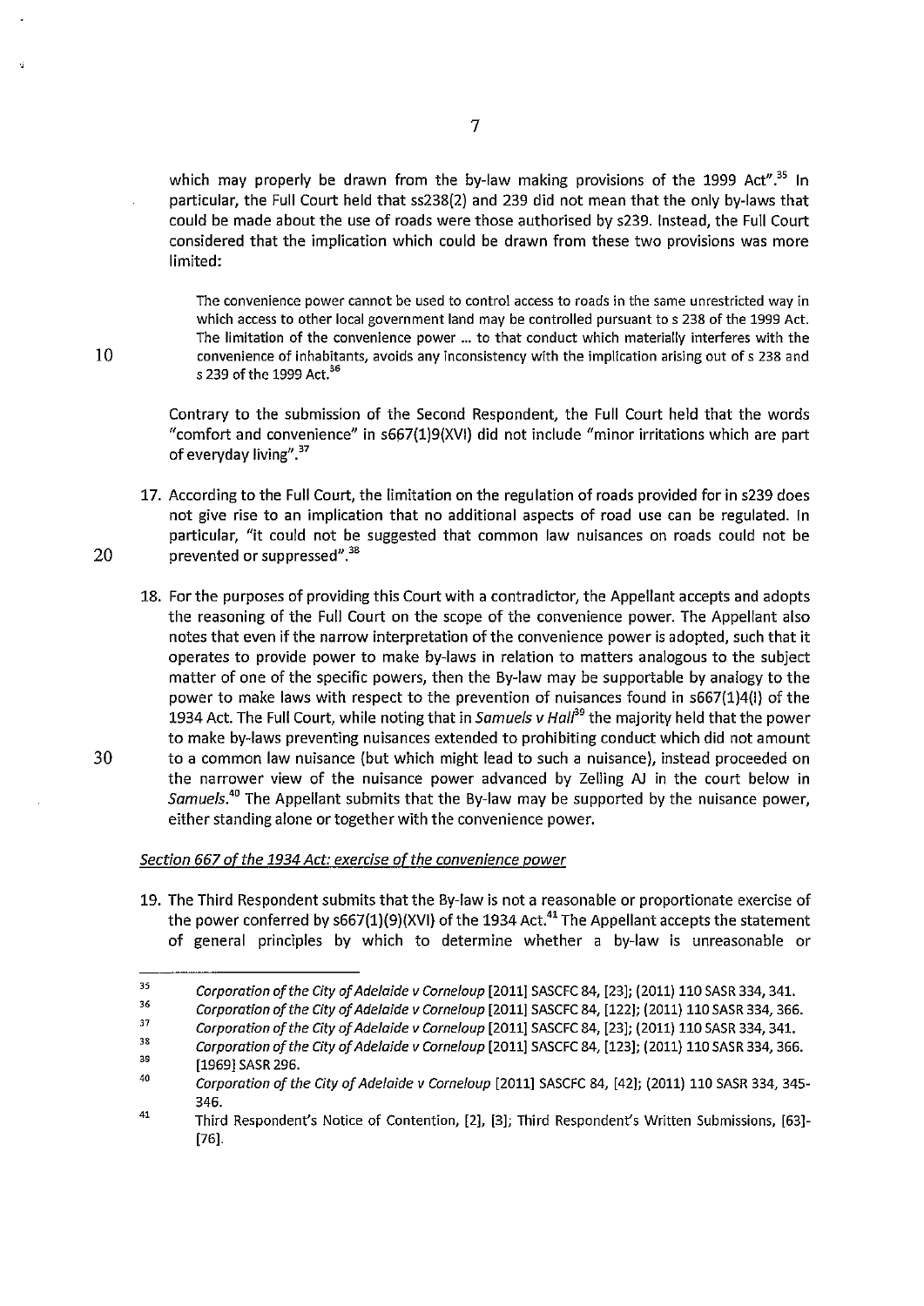which may properly be drawn from the by-law making provisions of the 1999 Act".[35] In particular, the Full Court held that ss238(2) and 239 did not mean that the only by-laws that could be made about the use of roads were those authorised by s239. Instead, the Full Court considered that the implication which could be drawn from these two provisions was more limited:

> The convenience power cannot be used to control access to roads in the same unrestricted way in which access to other local government land may be controlled pursuant to s 238 of the 1999 Act. The limitation of the convenience power ... to that conduct which materially interferes with the convenience of inhabitants, avoids any inconsistency with the implication arising out of s 238 and s 239 of the 1999 Act.[36]

Contrary to the submission of the Second Respondent, the Full Court held that the words "comfort and convenience" in s667(1)9(XVI) did not include "minor irritations which are part of everyday living".[37]

17. According to the Full Court, the limitation on the regulation of roads provided for in s239 does not give rise to an implication that no additional aspects of road use can be regulated. In particular, "it could not be suggested that common law nuisances on roads could not be prevented or suppressed".[38]

18. For the purposes of providing this Court with a contradictor, the Appellant accepts and adopts the reasoning of the Full Court on the scope of the convenience power. The Appellant also notes that even if the narrow interpretation of the convenience power is adopted, such that it operates to provide power to make by-laws in relation to matters analogous to the subject matter of one of the specific powers, then the By-law may be supportable by analogy to the power to make laws with respect to the prevention of nuisances found in s667(1)4(I) of the 1934 Act. The Full Court, while noting that in *Samuels v Hall*[39] the majority held that the power to make by-laws preventing nuisances extended to prohibiting conduct which did not amount to a common law nuisance (but which might lead to such a nuisance), instead proceeded on the narrower view of the nuisance power advanced by Zelling AJ in the court below in *Samuels*.[40] The Appellant submits that the By-law may be supported by the nuisance power, either standing alone or together with the convenience power.

*Section 667 of the 1934 Act: exercise of the convenience power*

19. The Third Respondent submits that the By-law is not a reasonable or proportionate exercise of the power conferred by s667(1)(9)(XVI) of the 1934 Act.[41] The Appellant accepts the statement of general principles by which to determine whether a by-law is unreasonable or

---

[35] *Corporation of the City of Adelaide v Corneloup* [2011] SASCFC 84, [23]; (2011) 110 SASR 334, 341.

[36] *Corporation of the City of Adelaide v Corneloup* [2011] SASCFC 84, [122]; (2011) 110 SASR 334, 366.

[37] *Corporation of the City of Adelaide v Corneloup* [2011] SASCFC 84, [23]; (2011) 110 SASR 334, 341.

[38] *Corporation of the City of Adelaide v Corneloup* [2011] SASCFC 84, [123]; (2011) 110 SASR 334, 366.

[39] [1969] SASR 296.

[40] *Corporation of the City of Adelaide v Corneloup* [2011] SASCFC 84, [42]; (2011) 110 SASR 334, 345-346.

[41] Third Respondent's Notice of Contention, [2], [3]; Third Respondent's Written Submissions, [63]-[76].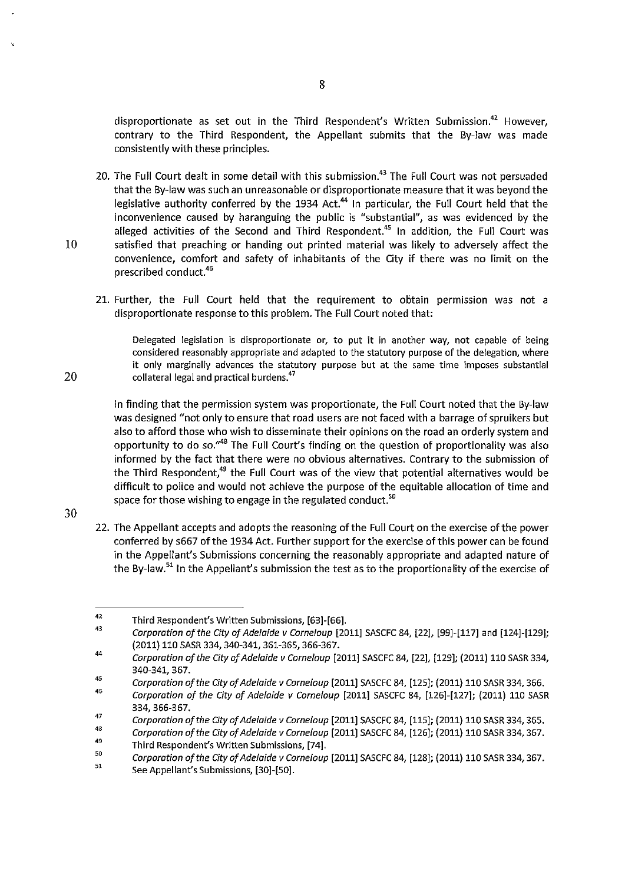disproportionate as set out in the Third Respondent's Written Submission.[42] However, contrary to the Third Respondent, the Appellant submits that the By-law was made consistently with these principles.

20. The Full Court dealt in some detail with this submission.[43] The Full Court was not persuaded that the By-law was such an unreasonable or disproportionate measure that it was beyond the legislative authority conferred by the 1934 Act.[44] In particular, the Full Court held that the inconvenience caused by haranguing the public is "substantial", as was evidenced by the alleged activities of the Second and Third Respondent.[45] In addition, the Full Court was satisfied that preaching or handing out printed material was likely to adversely affect the convenience, comfort and safety of inhabitants of the City if there was no limit on the prescribed conduct.[46]

21. Further, the Full Court held that the requirement to obtain permission was not a disproportionate response to this problem. The Full Court noted that:

> Delegated legislation is disproportionate or, to put it in another way, not capable of being considered reasonably appropriate and adapted to the statutory purpose of the delegation, where it only marginally advances the statutory purpose but at the same time imposes substantial collateral legal and practical burdens.[47]

In finding that the permission system was proportionate, the Full Court noted that the By-law was designed "not only to ensure that road users are not faced with a barrage of spruikers but also to afford those who wish to disseminate their opinions on the road an orderly system and opportunity to do so."[48] The Full Court's finding on the question of proportionality was also informed by the fact that there were no obvious alternatives. Contrary to the submission of the Third Respondent,[49] the Full Court was of the view that potential alternatives would be difficult to police and would not achieve the purpose of the equitable allocation of time and space for those wishing to engage in the regulated conduct.[50]

22. The Appellant accepts and adopts the reasoning of the Full Court on the exercise of the power conferred by s667 of the 1934 Act. Further support for the exercise of this power can be found in the Appellant's Submissions concerning the reasonably appropriate and adapted nature of the By-law.[51] In the Appellant's submission the test as to the proportionality of the exercise of

---

[42] Third Respondent's Written Submissions, [63]-[66].

[43] *Corporation of the City of Adelaide v Corneloup* [2011] SASCFC 84, [22], [99]-[117] and [124]-[129]; (2011) 110 SASR 334, 340-341, 361-365, 366-367.

[44] *Corporation of the City of Adelaide v Corneloup* [2011] SASCFC 84, [22], [129]; (2011) 110 SASR 334, 340-341, 367.

[45] *Corporation of the City of Adelaide v Corneloup* [2011] SASCFC 84, [125]; (2011) 110 SASR 334, 366.

[46] *Corporation of the City of Adelaide v Corneloup* [2011] SASCFC 84, [126]-[127]; (2011) 110 SASR 334, 366-367.

[47] *Corporation of the City of Adelaide v Corneloup* [2011] SASCFC 84, [115]; (2011) 110 SASR 334, 365.

[48] *Corporation of the City of Adelaide v Corneloup* [2011] SASCFC 84, [126]; (2011) 110 SASR 334, 367.

[49] Third Respondent's Written Submissions, [74].

[50] *Corporation of the City of Adelaide v Corneloup* [2011] SASCFC 84, [128]; (2011) 110 SASR 334, 367.

[51] See Appellant's Submissions, [30]-[50].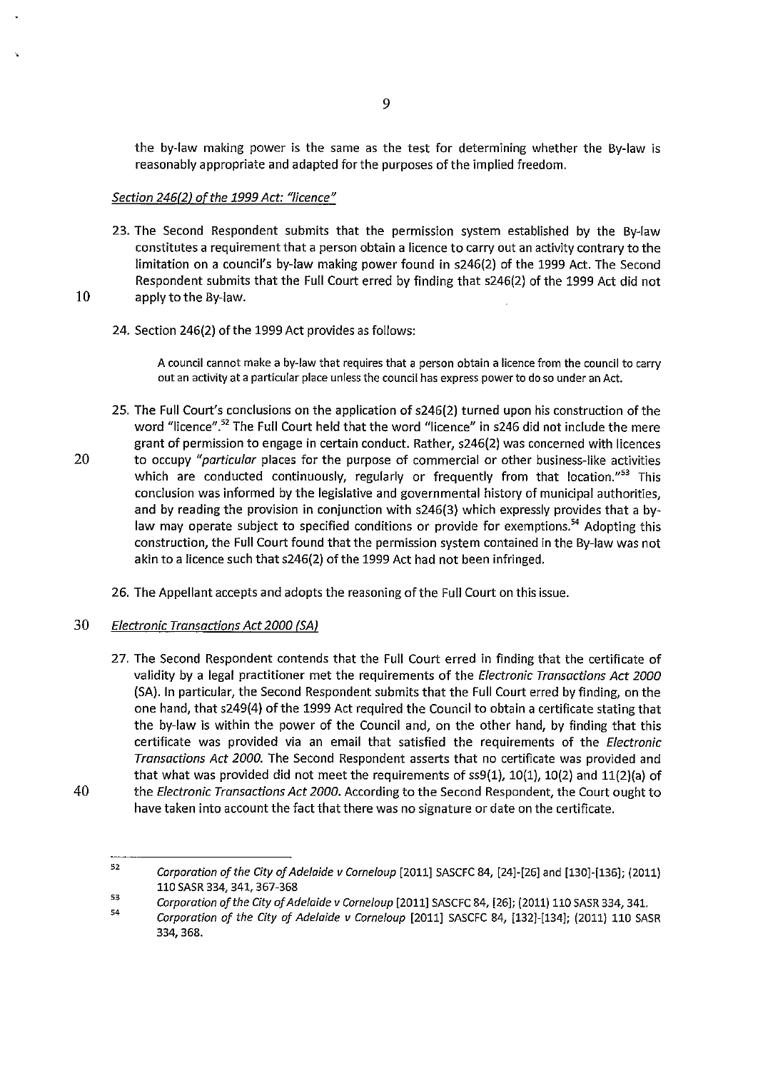the by-law making power is the same as the test for determining whether the By-law is reasonably appropriate and adapted for the purposes of the implied freedom.

*Section 246(2) of the 1999 Act: "licence"*

23. The Second Respondent submits that the permission system established by the By-law constitutes a requirement that a person obtain a licence to carry out an activity contrary to the limitation on a council's by-law making power found in s246(2) of the 1999 Act. The Second Respondent submits that the Full Court erred by finding that s246(2) of the 1999 Act did not apply to the By-law.

24. Section 246(2) of the 1999 Act provides as follows:

> A council cannot make a by-law that requires that a person obtain a licence from the council to carry out an activity at a particular place unless the council has express power to do so under an Act.

25. The Full Court's conclusions on the application of s246(2) turned upon his construction of the word "licence".[52] The Full Court held that the word "licence" in s246 did not include the mere grant of permission to engage in certain conduct. Rather, s246(2) was concerned with licences to occupy "*particular* places for the purpose of commercial or other business-like activities which are conducted continuously, regularly or frequently from that location."[53] This conclusion was informed by the legislative and governmental history of municipal authorities, and by reading the provision in conjunction with s246(3) which expressly provides that a by-law may operate subject to specified conditions or provide for exemptions.[54] Adopting this construction, the Full Court found that the permission system contained in the By-law was not akin to a licence such that s246(2) of the 1999 Act had not been infringed.

26. The Appellant accepts and adopts the reasoning of the Full Court on this issue.

*Electronic Transactions Act 2000 (SA)*

27. The Second Respondent contends that the Full Court erred in finding that the certificate of validity by a legal practitioner met the requirements of the *Electronic Transactions Act 2000* (SA). In particular, the Second Respondent submits that the Full Court erred by finding, on the one hand, that s249(4) of the 1999 Act required the Council to obtain a certificate stating that the by-law is within the power of the Council and, on the other hand, by finding that this certificate was provided via an email that satisfied the requirements of the *Electronic Transactions Act 2000*. The Second Respondent asserts that no certificate was provided and that what was provided did not meet the requirements of ss9(1), 10(1), 10(2) and 11(2)(a) of the *Electronic Transactions Act 2000*. According to the Second Respondent, the Court ought to have taken into account the fact that there was no signature or date on the certificate.

---

[52] *Corporation of the City of Adelaide v Corneloup* [2011] SASCFC 84, [24]-[26] and [130]-[136]; (2011) 110 SASR 334, 341, 367-368

[53] *Corporation of the City of Adelaide v Corneloup* [2011] SASCFC 84, [26]; (2011) 110 SASR 334, 341.

[54] *Corporation of the City of Adelaide v Corneloup* [2011] SASCFC 84, [132]-[134]; (2011) 110 SASR 334, 368.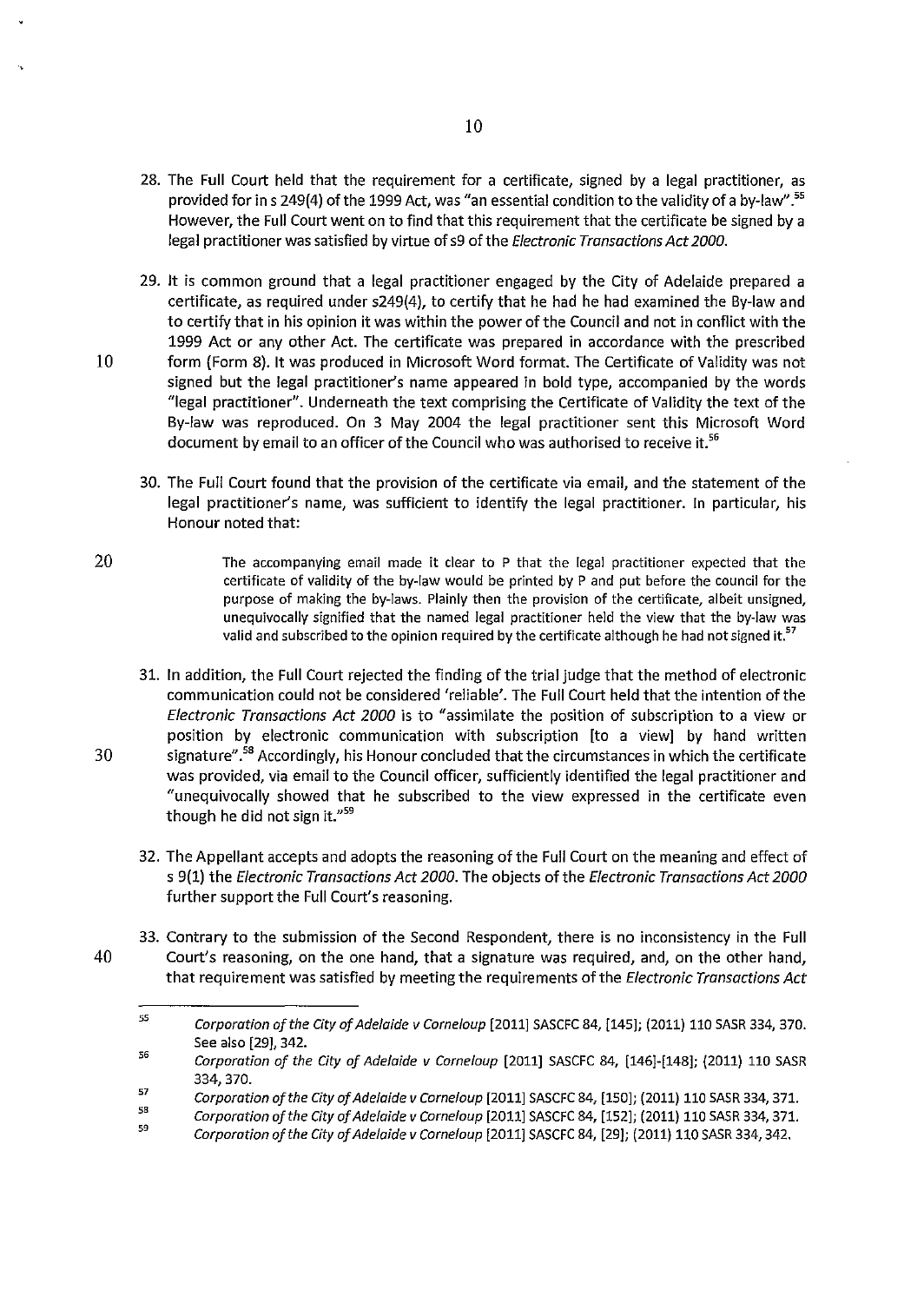28. The Full Court held that the requirement for a certificate, signed by a legal practitioner, as provided for in s 249(4) of the 1999 Act, was "an essential condition to the validity of a by-law".[55] However, the Full Court went on to find that this requirement that the certificate be signed by a legal practitioner was satisfied by virtue of s9 of the *Electronic Transactions Act 2000*.

29. It is common ground that a legal practitioner engaged by the City of Adelaide prepared a certificate, as required under s249(4), to certify that he had he had examined the By-law and to certify that in his opinion it was within the power of the Council and not in conflict with the 1999 Act or any other Act. The certificate was prepared in accordance with the prescribed form (Form 8). It was produced in Microsoft Word format. The Certificate of Validity was not signed but the legal practitioner's name appeared in bold type, accompanied by the words "legal practitioner". Underneath the text comprising the Certificate of Validity the text of the By-law was reproduced. On 3 May 2004 the legal practitioner sent this Microsoft Word document by email to an officer of the Council who was authorised to receive it.[56]

30. The Full Court found that the provision of the certificate via email, and the statement of the legal practitioner's name, was sufficient to identify the legal practitioner. In particular, his Honour noted that:

> The accompanying email made it clear to P that the legal practitioner expected that the certificate of validity of the by-law would be printed by P and put before the council for the purpose of making the by-laws. Plainly then the provision of the certificate, albeit unsigned, unequivocally signified that the named legal practitioner held the view that the by-law was valid and subscribed to the opinion required by the certificate although he had not signed it.[57]

31. In addition, the Full Court rejected the finding of the trial judge that the method of electronic communication could not be considered 'reliable'. The Full Court held that the intention of the *Electronic Transactions Act 2000* is to "assimilate the position of subscription to a view or position by electronic communication with subscription [to a view] by hand written signature".[58] Accordingly, his Honour concluded that the circumstances in which the certificate was provided, via email to the Council officer, sufficiently identified the legal practitioner and "unequivocally showed that he subscribed to the view expressed in the certificate even though he did not sign it."[59]

32. The Appellant accepts and adopts the reasoning of the Full Court on the meaning and effect of s 9(1) the *Electronic Transactions Act 2000*. The objects of the *Electronic Transactions Act 2000* further support the Full Court's reasoning.

33. Contrary to the submission of the Second Respondent, there is no inconsistency in the Full Court's reasoning, on the one hand, that a signature was required, and, on the other hand, that requirement was satisfied by meeting the requirements of the *Electronic Transactions Act*

---

[55] *Corporation of the City of Adelaide v Corneloup* [2011] SASCFC 84, [145]; (2011) 110 SASR 334, 370. See also [29], 342.

[56] *Corporation of the City of Adelaide v Corneloup* [2011] SASCFC 84, [146]-[148]; (2011) 110 SASR 334, 370.

[57] *Corporation of the City of Adelaide v Corneloup* [2011] SASCFC 84, [150]; (2011) 110 SASR 334, 371.

[58] *Corporation of the City of Adelaide v Corneloup* [2011] SASCFC 84, [152]; (2011) 110 SASR 334, 371.

[59] *Corporation of the City of Adelaide v Corneloup* [2011] SASCFC 84, [29]; (2011) 110 SASR 334, 342.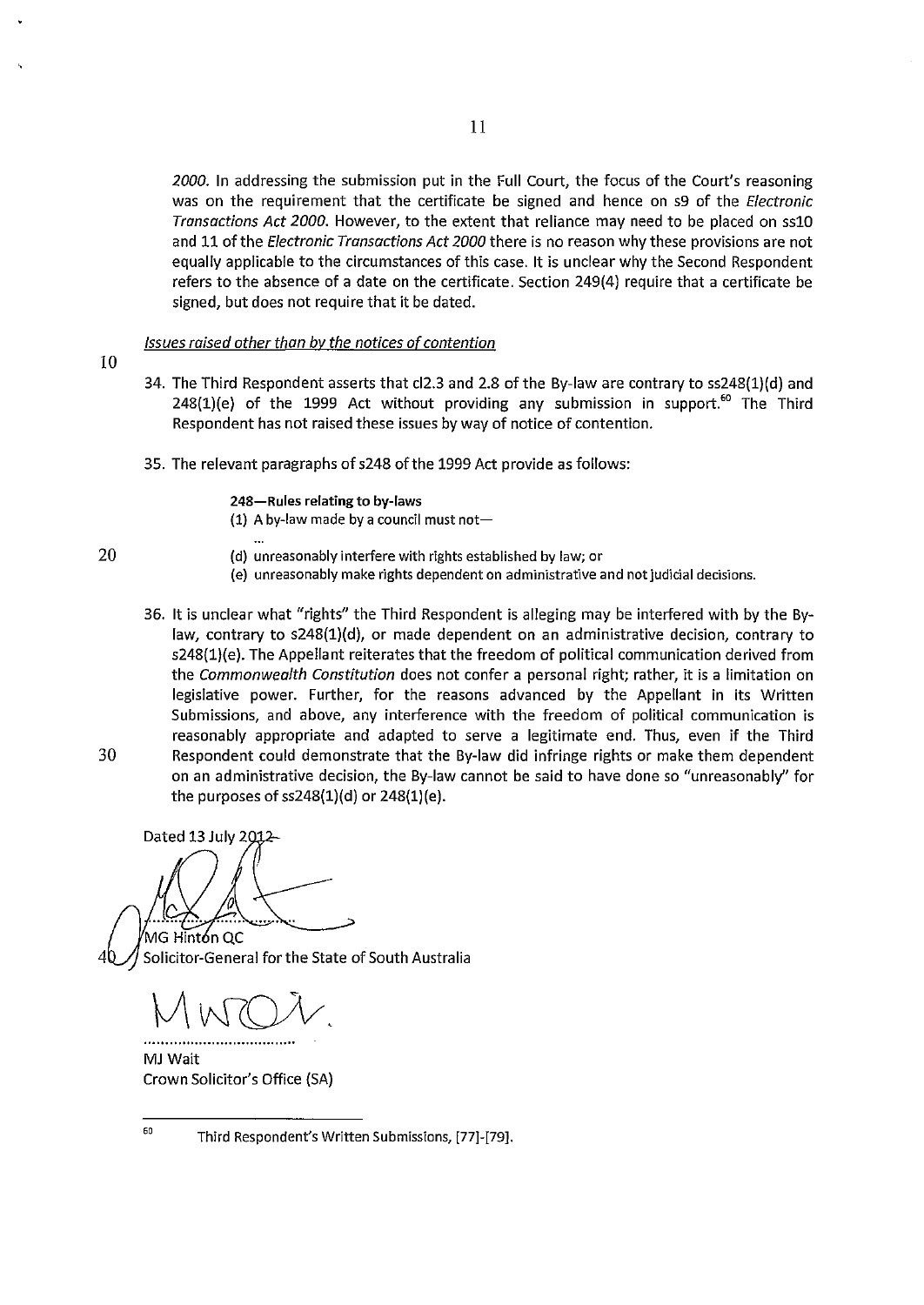*2000*. In addressing the submission put in the Full Court, the focus of the Court's reasoning was on the requirement that the certificate be signed and hence on s9 of the *Electronic Transactions Act 2000*. However, to the extent that reliance may need to be placed on ss10 and 11 of the *Electronic Transactions Act 2000* there is no reason why these provisions are not equally applicable to the circumstances of this case. It is unclear why the Second Respondent refers to the absence of a date on the certificate. Section 249(4) require that a certificate be signed, but does not require that it be dated.

*Issues raised other than by the notices of contention*

34. The Third Respondent asserts that cl2.3 and 2.8 of the By-law are contrary to ss248(1)(d) and 248(1)(e) of the 1999 Act without providing any submission in support.[60] The Third Respondent has not raised these issues by way of notice of contention.

35. The relevant paragraphs of s248 of the 1999 Act provide as follows:

> **248—Rules relating to by-laws**
>
> (1) A by-law made by a council must not—
>
> ...
>
> (d) unreasonably interfere with rights established by law; or
>
> (e) unreasonably make rights dependent on administrative and not judicial decisions.

36. It is unclear what "rights" the Third Respondent is alleging may be interfered with by the By-law, contrary to s248(1)(d), or made dependent on an administrative decision, contrary to s248(1)(e). The Appellant reiterates that the freedom of political communication derived from the *Commonwealth Constitution* does not confer a personal right; rather, it is a limitation on legislative power. Further, for the reasons advanced by the Appellant in its Written Submissions, and above, any interference with the freedom of political communication is reasonably appropriate and adapted to serve a legitimate end. Thus, even if the Third Respondent could demonstrate that the By-law did infringe rights or make them dependent on an administrative decision, the By-law cannot be said to have done so "unreasonably" for the purposes of ss248(1)(d) or 248(1)(e).

Dated 13 July 2012

MG Hinton QC
Solicitor-General for the State of South Australia

MJ Wait
Crown Solicitor's Office (SA)

---

[60] Third Respondent's Written Submissions, [77]-[79].